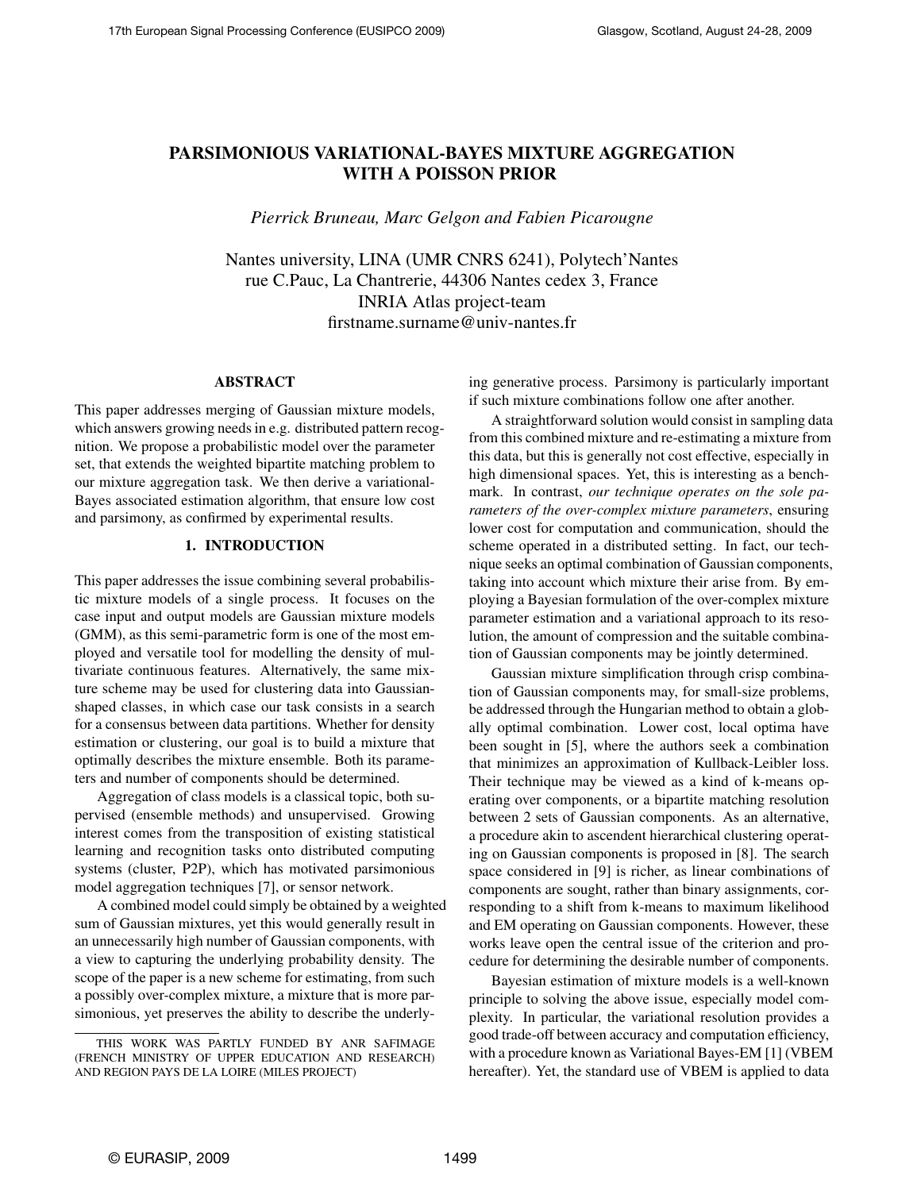# PARSIMONIOUS VARIATIONAL-BAYES MIXTURE AGGREGATION WITH A POISSON PRIOR

*Pierrick Bruneau, Marc Gelgon and Fabien Picarougne*

Nantes university, LINA (UMR CNRS 6241), Polytech'Nantes
rue C.Pauc, La Chantrerie, 44306 Nantes cedex 3, France
INRIA Atlas project-team
firstname.surname@univ-nantes.fr

## ABSTRACT

This paper addresses merging of Gaussian mixture models, which answers growing needs in e.g. distributed pattern recognition. We propose a probabilistic model over the parameter set, that extends the weighted bipartite matching problem to our mixture aggregation task. We then derive a variational-Bayes associated estimation algorithm, that ensure low cost and parsimony, as confirmed by experimental results.

## 1. INTRODUCTION

This paper addresses the issue combining several probabilistic mixture models of a single process. It focuses on the case input and output models are Gaussian mixture models (GMM), as this semi-parametric form is one of the most employed and versatile tool for modelling the density of multivariate continuous features. Alternatively, the same mixture scheme may be used for clustering data into Gaussian-shaped classes, in which case our task consists in a search for a consensus between data partitions. Whether for density estimation or clustering, our goal is to build a mixture that optimally describes the mixture ensemble. Both its parameters and number of components should be determined.

Aggregation of class models is a classical topic, both supervised (ensemble methods) and unsupervised. Growing interest comes from the transposition of existing statistical learning and recognition tasks onto distributed computing systems (cluster, P2P), which has motivated parsimonious model aggregation techniques [7], or sensor network.

A combined model could simply be obtained by a weighted sum of Gaussian mixtures, yet this would generally result in an unnecessarily high number of Gaussian components, with a view to capturing the underlying probability density. The scope of the paper is a new scheme for estimating, from such a possibly over-complex mixture, a mixture that is more parsimonious, yet preserves the ability to describe the underlying generative process. Parsimony is particularly important if such mixture combinations follow one after another.

A straightforward solution would consist in sampling data from this combined mixture and re-estimating a mixture from this data, but this is generally not cost effective, especially in high dimensional spaces. Yet, this is interesting as a benchmark. In contrast, *our technique operates on the sole parameters of the over-complex mixture parameters*, ensuring lower cost for computation and communication, should the scheme operated in a distributed setting. In fact, our technique seeks an optimal combination of Gaussian components, taking into account which mixture their arise from. By employing a Bayesian formulation of the over-complex mixture parameter estimation and a variational approach to its resolution, the amount of compression and the suitable combination of Gaussian components may be jointly determined.

Gaussian mixture simplification through crisp combination of Gaussian components may, for small-size problems, be addressed through the Hungarian method to obtain a globally optimal combination. Lower cost, local optima have been sought in [5], where the authors seek a combination that minimizes an approximation of Kullback-Leibler loss. Their technique may be viewed as a kind of k-means operating over components, or a bipartite matching resolution between 2 sets of Gaussian components. As an alternative, a procedure akin to ascendent hierarchical clustering operating on Gaussian components is proposed in [8]. The search space considered in [9] is richer, as linear combinations of components are sought, rather than binary assignments, corresponding to a shift from k-means to maximum likelihood and EM operating on Gaussian components. However, these works leave open the central issue of the criterion and procedure for determining the desirable number of components.

Bayesian estimation of mixture models is a well-known principle to solving the above issue, especially model complexity. In particular, the variational resolution provides a good trade-off between accuracy and computation efficiency, with a procedure known as Variational Bayes-EM [1] (VBEM hereafter). Yet, the standard use of VBEM is applied to data

---

THIS WORK WAS PARTLY FUNDED BY ANR SAFIMAGE (FRENCH MINISTRY OF UPPER EDUCATION AND RESEARCH) AND REGION PAYS DE LA LOIRE (MILES PROJECT)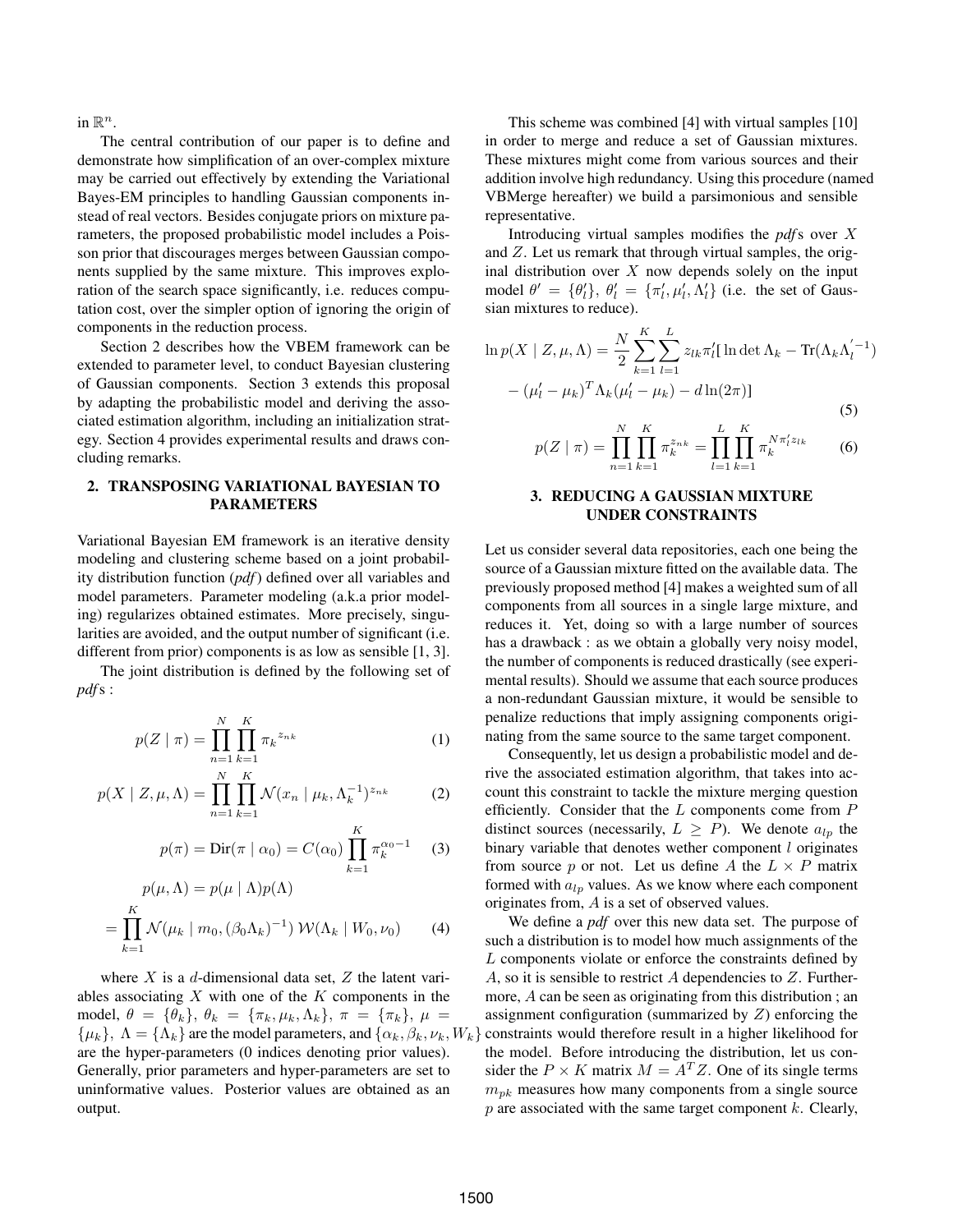in $\mathbb{R}^n$.

The central contribution of our paper is to define and demonstrate how simplification of an over-complex mixture may be carried out effectively by extending the Variational Bayes-EM principles to handling Gaussian components instead of real vectors. Besides conjugate priors on mixture parameters, the proposed probabilistic model includes a Poisson prior that discourages merges between Gaussian components supplied by the same mixture. This improves exploration of the search space significantly, i.e. reduces computation cost, over the simpler option of ignoring the origin of components in the reduction process.

Section 2 describes how the VBEM framework can be extended to parameter level, to conduct Bayesian clustering of Gaussian components. Section 3 extends this proposal by adapting the probabilistic model and deriving the associated estimation algorithm, including an initialization strategy. Section 4 provides experimental results and draws concluding remarks.

## 2. TRANSPOSING VARIATIONAL BAYESIAN TO PARAMETERS

Variational Bayesian EM framework is an iterative density modeling and clustering scheme based on a joint probability distribution function (*pdf*) defined over all variables and model parameters. Parameter modeling (a.k.a prior modeling) regularizes obtained estimates. More precisely, singularities are avoided, and the output number of significant (i.e. different from prior) components is as low as sensible [1, 3].

The joint distribution is defined by the following set of *pdf*s :

$$p(Z \mid \pi) = \prod_{n=1}^{N} \prod_{k=1}^{K} \pi_k{}^{z_{nk}} \tag{1}$$

$$p(X \mid Z, \mu, \Lambda) = \prod_{n=1}^{N} \prod_{k=1}^{K} \mathcal{N}(x_n \mid \mu_k, \Lambda_k^{-1})^{z_{nk}} \tag{2}$$

$$p(\pi) = \mathrm{Dir}(\pi \mid \alpha_0) = C(\alpha_0) \prod_{k=1}^{K} \pi_k^{\alpha_0 - 1} \tag{3}$$

$$p(\mu, \Lambda) = p(\mu \mid \Lambda) p(\Lambda)$$
$$= \prod_{k=1}^{K} \mathcal{N}(\mu_k \mid m_0, (\beta_0 \Lambda_k)^{-1}) \, \mathcal{W}(\Lambda_k \mid W_0, \nu_0) \tag{4}$$

where $X$ is a $d$-dimensional data set, $Z$ the latent variables associating $X$ with one of the $K$ components in the model, $\theta = \{\theta_k\}$, $\theta_k = \{\pi_k, \mu_k, \Lambda_k\}$, $\pi = \{\pi_k\}$, $\mu = \{\mu_k\}$, $\Lambda = \{\Lambda_k\}$ are the model parameters, and $\{\alpha_k, \beta_k, \nu_k, W_k\}$ are the hyper-parameters (0 indices denoting prior values). Generally, prior parameters and hyper-parameters are set to uninformative values. Posterior values are obtained as an output.

This scheme was combined [4] with virtual samples [10] in order to merge and reduce a set of Gaussian mixtures. These mixtures might come from various sources and their addition involve high redundancy. Using this procedure (named VBMerge hereafter) we build a parsimonious and sensible representative.

Introducing virtual samples modifies the *pdf*s over $X$ and $Z$. Let us remark that through virtual samples, the original distribution over $X$ now depends solely on the input model $\theta' = \{\theta'_l\}$, $\theta'_l = \{\pi'_l, \mu'_l, \Lambda'_l\}$ (i.e. the set of Gaussian mixtures to reduce).

$$\ln p(X \mid Z, \mu, \Lambda) = \frac{N}{2} \sum_{k=1}^{K} \sum_{l=1}^{L} z_{lk} \pi'_l [\ln \det \Lambda_k - \mathrm{Tr}(\Lambda_k \Lambda_l'^{-1})$$
$$- (\mu'_l - \mu_k)^T \Lambda_k (\mu'_l - \mu_k) - d \ln(2\pi)] \tag{5}$$

$$p(Z \mid \pi) = \prod_{n=1}^{N} \prod_{k=1}^{K} \pi_k^{z_{nk}} = \prod_{l=1}^{L} \prod_{k=1}^{K} \pi_k^{N \pi'_l z_{lk}} \tag{6}$$

## 3. REDUCING A GAUSSIAN MIXTURE UNDER CONSTRAINTS

Let us consider several data repositories, each one being the source of a Gaussian mixture fitted on the available data. The previously proposed method [4] makes a weighted sum of all components from all sources in a single large mixture, and reduces it. Yet, doing so with a large number of sources has a drawback : as we obtain a globally very noisy model, the number of components is reduced drastically (see experimental results). Should we assume that each source produces a non-redundant Gaussian mixture, it would be sensible to penalize reductions that imply assigning components originating from the same source to the same target component.

Consequently, let us design a probabilistic model and derive the associated estimation algorithm, that takes into account this constraint to tackle the mixture merging question efficiently. Consider that the $L$ components come from $P$ distinct sources (necessarily, $L \geq P$). We denote $a_{lp}$ the binary variable that denotes wether component $l$ originates from source $p$ or not. Let us define $A$ the $L \times P$ matrix formed with $a_{lp}$ values. As we know where each component originates from, $A$ is a set of observed values.

We define a *pdf* over this new data set. The purpose of such a distribution is to model how much assignments of the $L$ components violate or enforce the constraints defined by $A$, so it is sensible to restrict $A$ dependencies to $Z$. Furthermore, $A$ can be seen as originating from this distribution ; an assignment configuration (summarized by $Z$) enforcing the constraints would therefore result in a higher likelihood for the model. Before introducing the distribution, let us consider the $P \times K$ matrix $M = A^T Z$. One of its single terms $m_{pk}$ measures how many components from a single source $p$ are associated with the same target component $k$. Clearly,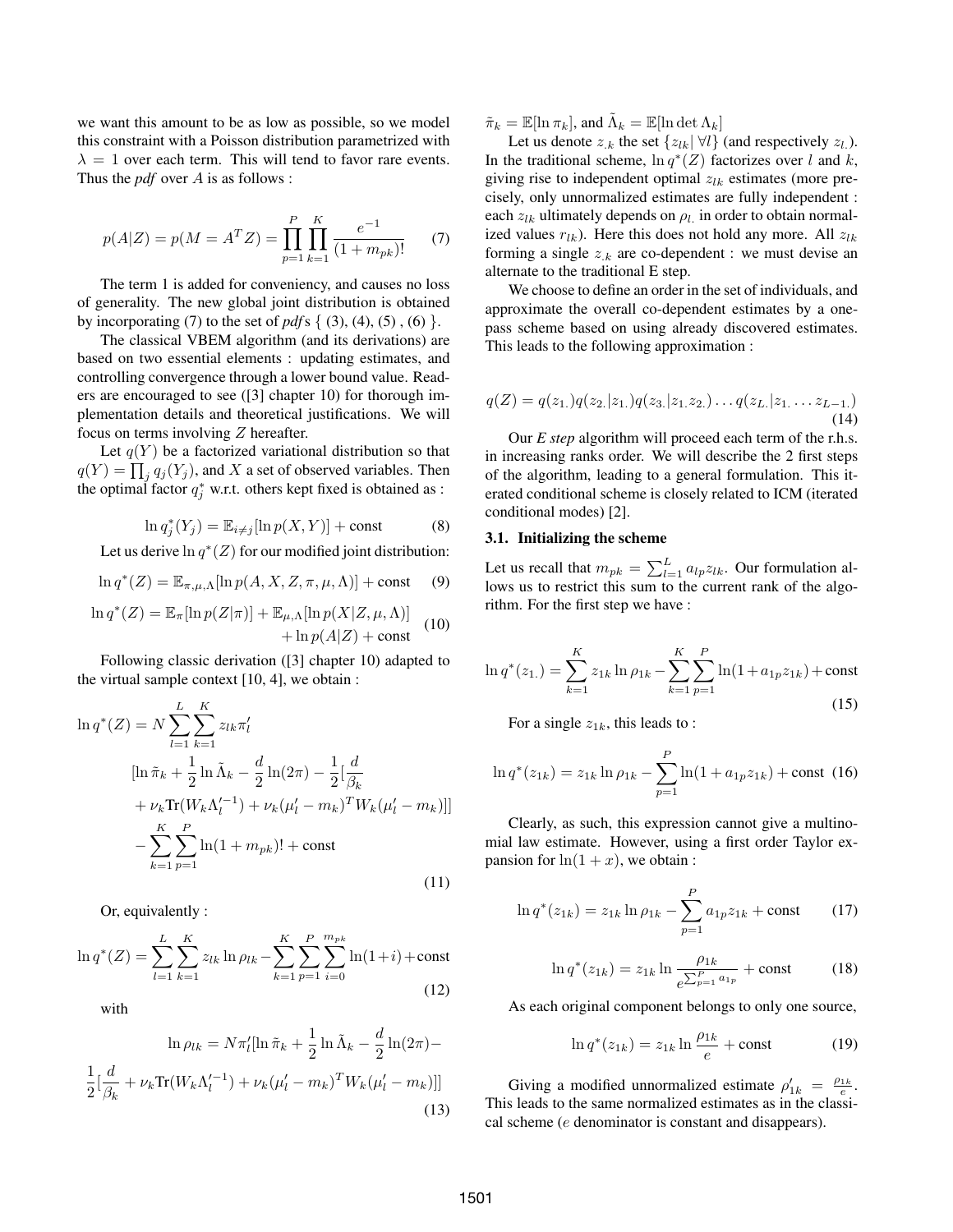we want this amount to be as low as possible, so we model this constraint with a Poisson distribution parametrized with $\lambda = 1$ over each term. This will tend to favor rare events. Thus the *pdf* over $A$ is as follows :

$$p(A|Z) = p(M = A^T Z) = \prod_{p=1}^{P} \prod_{k=1}^{K} \frac{e^{-1}}{(1 + m_{pk})!} \tag{7}$$

The term 1 is added for conveniency, and causes no loss of generality. The new global joint distribution is obtained by incorporating (7) to the set of *pdf*s { (3), (4), (5) , (6) }.

The classical VBEM algorithm (and its derivations) are based on two essential elements : updating estimates, and controlling convergence through a lower bound value. Readers are encouraged to see ([3] chapter 10) for thorough implementation details and theoretical justifications. We will focus on terms involving $Z$ hereafter.

Let $q(Y)$ be a factorized variational distribution so that $q(Y) = \prod_j q_j(Y_j)$, and $X$ a set of observed variables. Then the optimal factor $q_j^*$ w.r.t. others kept fixed is obtained as :

$$\ln q_j^*(Y_j) = \mathbb{E}_{i \neq j}[\ln p(X, Y)] + \text{const} \tag{8}$$

Let us derive $\ln q^*(Z)$ for our modified joint distribution:

$$\ln q^*(Z) = \mathbb{E}_{\pi,\mu,\Lambda}[\ln p(A, X, Z, \pi, \mu, \Lambda)] + \text{const} \tag{9}$$

$$\ln q^*(Z) = \mathbb{E}_{\pi}[\ln p(Z|\pi)] + \mathbb{E}_{\mu,\Lambda}[\ln p(X|Z, \mu, \Lambda)] + \ln p(A|Z) + \text{const} \tag{10}$$

Following classic derivation ([3] chapter 10) adapted to the virtual sample context [10, 4], we obtain :

$$\begin{aligned}\ln q^*(Z) = N \sum_{l=1}^{L} \sum_{k=1}^{K} z_{lk} \pi'_l \\ [\ln \tilde{\pi}_k + \frac{1}{2} \ln \tilde{\Lambda}_k - \frac{d}{2} \ln(2\pi) - \frac{1}{2}[\frac{d}{\beta_k} \\ + \nu_k \text{Tr}(W_k \Lambda_l'^{-1}) + \nu_k (\mu'_l - m_k)^T W_k (\mu'_l - m_k)]] \\ - \sum_{k=1}^{K} \sum_{p=1}^{P} \ln(1 + m_{pk})! + \text{const}\end{aligned} \tag{11}$$

Or, equivalently :

$$\ln q^*(Z) = \sum_{l=1}^{L} \sum_{k=1}^{K} z_{lk} \ln \rho_{lk} - \sum_{k=1}^{K} \sum_{p=1}^{P} \sum_{i=0}^{m_{pk}} \ln(1+i) + \text{const} \tag{12}$$

with

$$\begin{aligned}\ln \rho_{lk} = N\pi'_l[\ln \tilde{\pi}_k + \frac{1}{2} \ln \tilde{\Lambda}_k - \frac{d}{2} \ln(2\pi) - \\ \frac{1}{2}[\frac{d}{\beta_k} + \nu_k \text{Tr}(W_k \Lambda_l'^{-1}) + \nu_k (\mu'_l - m_k)^T W_k (\mu'_l - m_k)]]\end{aligned} \tag{13}$$

$\tilde{\pi}_k = \mathbb{E}[\ln \pi_k]$, and $\tilde{\Lambda}_k = \mathbb{E}[\ln \det \Lambda_k]$

Let us denote $z_{.k}$ the set $\{z_{lk} | \; \forall l\}$ (and respectively $z_{l.}$). In the traditional scheme, $\ln q^*(Z)$ factorizes over $l$ and $k$, giving rise to independent optimal $z_{lk}$ estimates (more precisely, only unnormalized estimates are fully independent : each $z_{lk}$ ultimately depends on $\rho_{l.}$ in order to obtain normalized values $r_{lk}$). Here this does not hold any more. All $z_{lk}$ forming a single $z_{.k}$ are co-dependent : we must devise an alternate to the traditional E step.

We choose to define an order in the set of individuals, and approximate the overall co-dependent estimates by a one-pass scheme based on using already discovered estimates. This leads to the following approximation :

$$q(Z) = q(z_{1.}) q(z_{2.}|z_{1.}) q(z_{3.}|z_{1.} z_{2.}) \dots q(z_{L.}|z_{1.} \dots z_{L-1.}) \tag{14}$$

Our *E step* algorithm will proceed each term of the r.h.s. in increasing ranks order. We will describe the 2 first steps of the algorithm, leading to a general formulation. This iterated conditional scheme is closely related to ICM (iterated conditional modes) [2].

### 3.1. Initializing the scheme

Let us recall that $m_{pk} = \sum_{l=1}^{L} a_{lp} z_{lk}$. Our formulation allows us to restrict this sum to the current rank of the algorithm. For the first step we have :

$$\ln q^*(z_{1.}) = \sum_{k=1}^{K} z_{1k} \ln \rho_{1k} - \sum_{k=1}^{K} \sum_{p=1}^{P} \ln(1 + a_{1p} z_{1k}) + \text{const} \tag{15}$$

For a single $z_{1k}$, this leads to :

$$\ln q^*(z_{1k}) = z_{1k} \ln \rho_{1k} - \sum_{p=1}^{P} \ln(1 + a_{1p} z_{1k}) + \text{const} \tag{16}$$

Clearly, as such, this expression cannot give a multinomial law estimate. However, using a first order Taylor expansion for $\ln(1 + x)$, we obtain :

$$\ln q^*(z_{1k}) = z_{1k} \ln \rho_{1k} - \sum_{p=1}^{P} a_{1p} z_{1k} + \text{const} \tag{17}$$

$$\ln q^*(z_{1k}) = z_{1k} \ln \frac{\rho_{1k}}{e^{\sum_{p=1}^{P} a_{1p}}} + \text{const} \tag{18}$$

As each original component belongs to only one source,

$$\ln q^*(z_{1k}) = z_{1k} \ln \frac{\rho_{1k}}{e} + \text{const} \tag{19}$$

Giving a modified unnormalized estimate $\rho'_{1k} = \frac{\rho_{1k}}{e}$. This leads to the same normalized estimates as in the classical scheme ($e$ denominator is constant and disappears).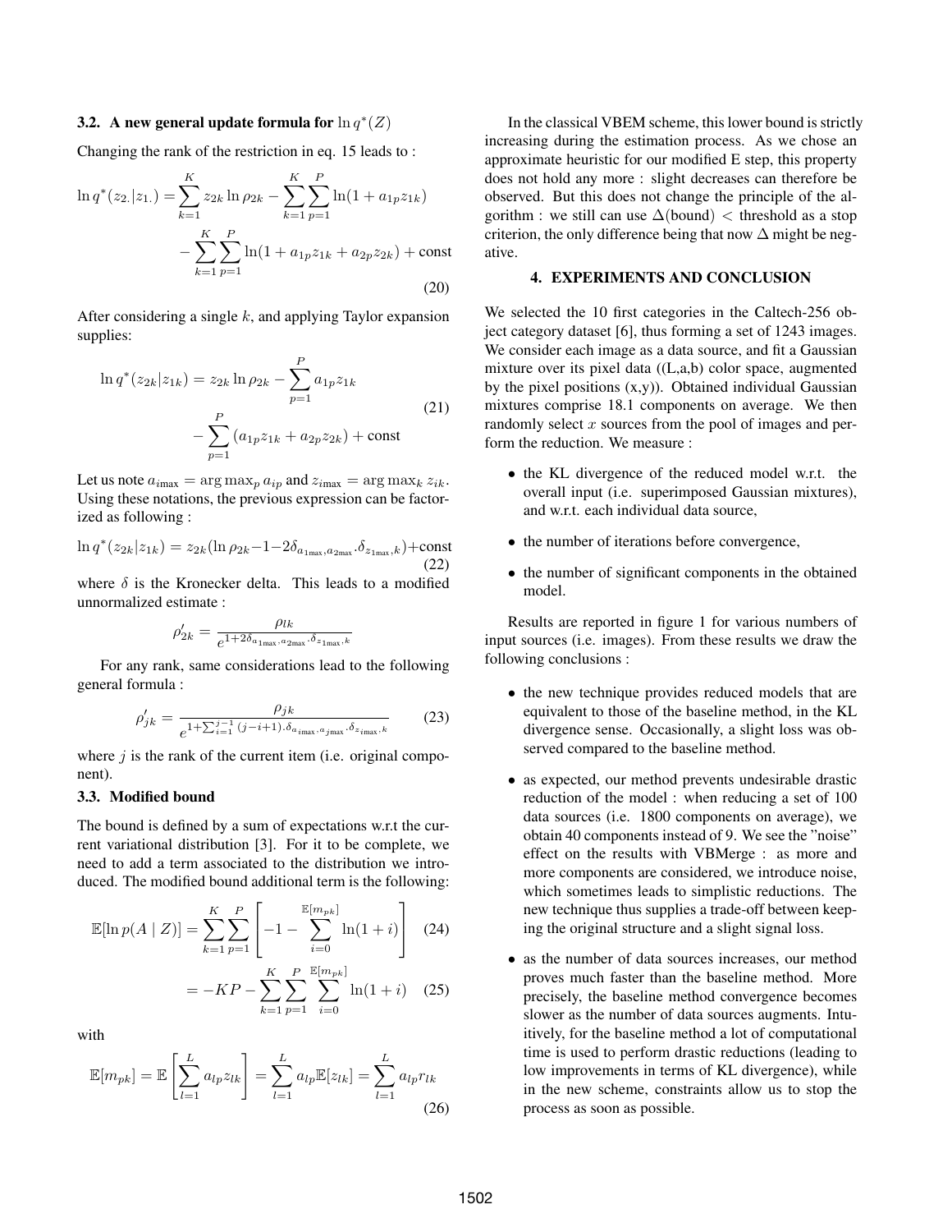### 3.2. A new general update formula for $\ln q^*(Z)$

Changing the rank of the restriction in eq. 15 leads to :

$$\ln q^*(z_{2.}|z_{1.}) = \sum_{k=1}^{K} z_{2k} \ln \rho_{2k} - \sum_{k=1}^{K}\sum_{p=1}^{P} \ln(1 + a_{1p}z_{1k}) - \sum_{k=1}^{K}\sum_{p=1}^{P} \ln(1 + a_{1p}z_{1k} + a_{2p}z_{2k}) + \text{const} \tag{20}$$

After considering a single $k$, and applying Taylor expansion supplies:

$$\ln q^*(z_{2k}|z_{1k}) = z_{2k} \ln \rho_{2k} - \sum_{p=1}^{P} a_{1p}z_{1k} - \sum_{p=1}^{P} (a_{1p}z_{1k} + a_{2p}z_{2k}) + \text{const} \tag{21}$$

Let us note $a_{i\max} = \arg\max_p a_{ip}$ and $z_{i\max} = \arg\max_k z_{ik}$. Using these notations, the previous expression can be factorized as following :

$$\ln q^*(z_{2k}|z_{1k}) = z_{2k}(\ln \rho_{2k} - 1 - 2\delta_{a_{1\max},a_{2\max}}.\delta_{z_{1\max},k}) + \text{const} \tag{22}$$

where $\delta$ is the Kronecker delta. This leads to a modified unnormalized estimate :

$$\rho'_{2k} = \frac{\rho_{lk}}{e^{1+2\delta_{a_{1\max},a_{2\max}}.\delta_{z_{1\max},k}}}$$

For any rank, same considerations lead to the following general formula :

$$\rho'_{jk} = \frac{\rho_{jk}}{e^{1+\sum_{i=1}^{j-1}(j-i+1).\delta_{a_{i\max},a_{j\max}}.\delta_{z_{i\max},k}}} \tag{23}$$

where $j$ is the rank of the current item (i.e. original component).

### 3.3. Modified bound

The bound is defined by a sum of expectations w.r.t the current variational distribution [3]. For it to be complete, we need to add a term associated to the distribution we introduced. The modified bound additional term is the following:

$$\mathbb{E}[\ln p(A \mid Z)] = \sum_{k=1}^{K}\sum_{p=1}^{P}\left[-1 - \sum_{i=0}^{\mathbb{E}[m_{pk}]} \ln(1+i)\right] \tag{24}$$

$$= -KP - \sum_{k=1}^{K}\sum_{p=1}^{P}\sum_{i=0}^{\mathbb{E}[m_{pk}]} \ln(1+i) \tag{25}$$

with

$$\mathbb{E}[m_{pk}] = \mathbb{E}\left[\sum_{l=1}^{L} a_{lp}z_{lk}\right] = \sum_{l=1}^{L} a_{lp}\mathbb{E}[z_{lk}] = \sum_{l=1}^{L} a_{lp}r_{lk} \tag{26}$$

In the classical VBEM scheme, this lower bound is strictly increasing during the estimation process. As we chose an approximate heuristic for our modified E step, this property does not hold any more : slight decreases can therefore be observed. But this does not change the principle of the algorithm : we still can use $\Delta(\text{bound}) <$ threshold as a stop criterion, the only difference being that now $\Delta$ might be negative.

## 4. EXPERIMENTS AND CONCLUSION

We selected the 10 first categories in the Caltech-256 object category dataset [6], thus forming a set of 1243 images. We consider each image as a data source, and fit a Gaussian mixture over its pixel data ((L,a,b) color space, augmented by the pixel positions (x,y)). Obtained individual Gaussian mixtures comprise 18.1 components on average. We then randomly select $x$ sources from the pool of images and perform the reduction. We measure :

- the KL divergence of the reduced model w.r.t. the overall input (i.e. superimposed Gaussian mixtures), and w.r.t. each individual data source,
- the number of iterations before convergence,
- the number of significant components in the obtained model.

Results are reported in figure 1 for various numbers of input sources (i.e. images). From these results we draw the following conclusions :

- the new technique provides reduced models that are equivalent to those of the baseline method, in the KL divergence sense. Occasionally, a slight loss was observed compared to the baseline method.
- as expected, our method prevents undesirable drastic reduction of the model : when reducing a set of 100 data sources (i.e. 1800 components on average), we obtain 40 components instead of 9. We see the "noise" effect on the results with VBMerge : as more and more components are considered, we introduce noise, which sometimes leads to simplistic reductions. The new technique thus supplies a trade-off between keeping the original structure and a slight signal loss.
- as the number of data sources increases, our method proves much faster than the baseline method. More precisely, the baseline method convergence becomes slower as the number of data sources augments. Intuitively, for the baseline method a lot of computational time is used to perform drastic reductions (leading to low improvements in terms of KL divergence), while in the new scheme, constraints allow us to stop the process as soon as possible.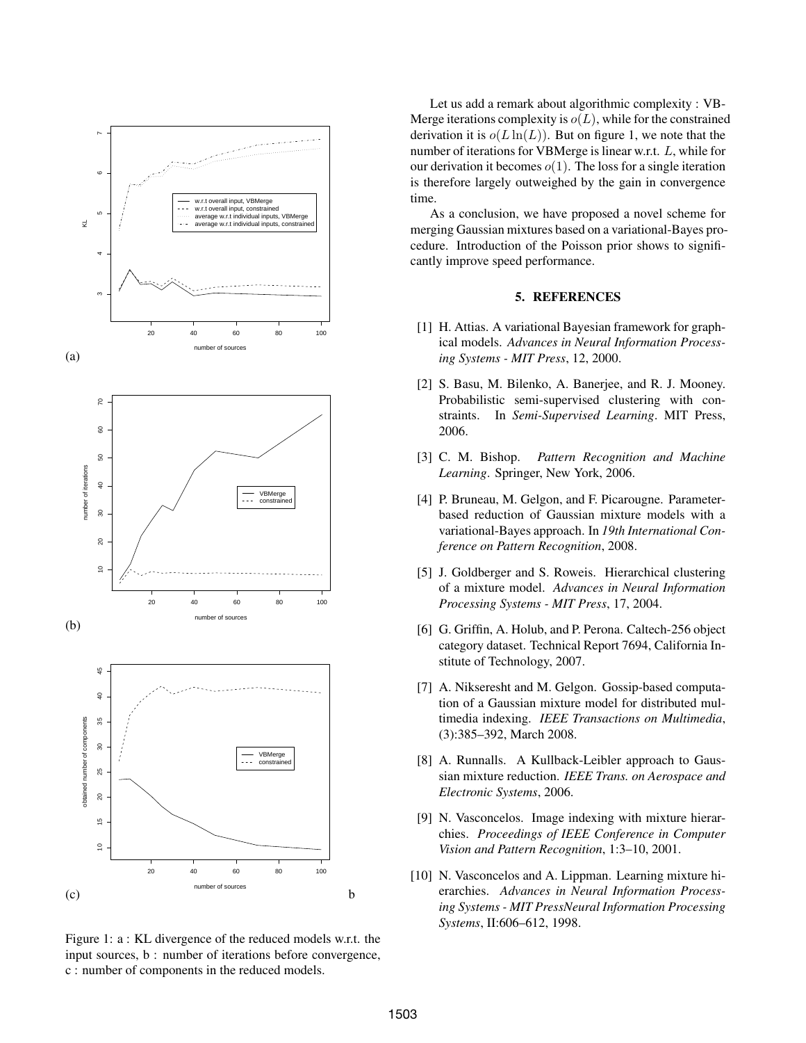7

6

KL 5

4

3

w.r.t overall input, VBMerge
w.r.t overall input, constrained
average w.r.t individual inputs, VBMerge
average w.r.t individual inputs, constrained

20 40 60 80 100

number of sources

(a)

70

60

50

number of iterations 40

30

20

10

VBMerge
constrained

20 40 60 80 100

number of sources

(b)

45

40

35

obtained number of components 30

25

20

15

10

VBMerge
constrained

20 40 60 80 100

number of sources

(c) b

Figure 1: a : KL divergence of the reduced models w.r.t. the input sources, b : number of iterations before convergence, c : number of components in the reduced models.

Let us add a remark about algorithmic complexity : VB-Merge iterations complexity is $o(L)$, while for the constrained derivation it is $o(L \ln(L))$. But on figure 1, we note that the number of iterations for VBMerge is linear w.r.t. $L$, while for our derivation it becomes $o(1)$. The loss for a single iteration is therefore largely outweighed by the gain in convergence time.

As a conclusion, we have proposed a novel scheme for merging Gaussian mixtures based on a variational-Bayes procedure. Introduction of the Poisson prior shows to significantly improve speed performance.

## 5. REFERENCES

[1] H. Attias. A variational Bayesian framework for graphical models. *Advances in Neural Information Processing Systems - MIT Press*, 12, 2000.

[2] S. Basu, M. Bilenko, A. Banerjee, and R. J. Mooney. Probabilistic semi-supervised clustering with constraints. In *Semi-Supervised Learning*. MIT Press, 2006.

[3] C. M. Bishop. *Pattern Recognition and Machine Learning*. Springer, New York, 2006.

[4] P. Bruneau, M. Gelgon, and F. Picarougne. Parameter-based reduction of Gaussian mixture models with a variational-Bayes approach. In *19th International Conference on Pattern Recognition*, 2008.

[5] J. Goldberger and S. Roweis. Hierarchical clustering of a mixture model. *Advances in Neural Information Processing Systems - MIT Press*, 17, 2004.

[6] G. Griffin, A. Holub, and P. Perona. Caltech-256 object category dataset. Technical Report 7694, California Institute of Technology, 2007.

[7] A. Nikseresht and M. Gelgon. Gossip-based computation of a Gaussian mixture model for distributed multimedia indexing. *IEEE Transactions on Multimedia*, (3):385–392, March 2008.

[8] A. Runnalls. A Kullback-Leibler approach to Gaussian mixture reduction. *IEEE Trans. on Aerospace and Electronic Systems*, 2006.

[9] N. Vasconcelos. Image indexing with mixture hierarchies. *Proceedings of IEEE Conference in Computer Vision and Pattern Recognition*, 1:3–10, 2001.

[10] N. Vasconcelos and A. Lippman. Learning mixture hierarchies. *Advances in Neural Information Processing Systems - MIT PressNeural Information Processing Systems*, II:606–612, 1998.